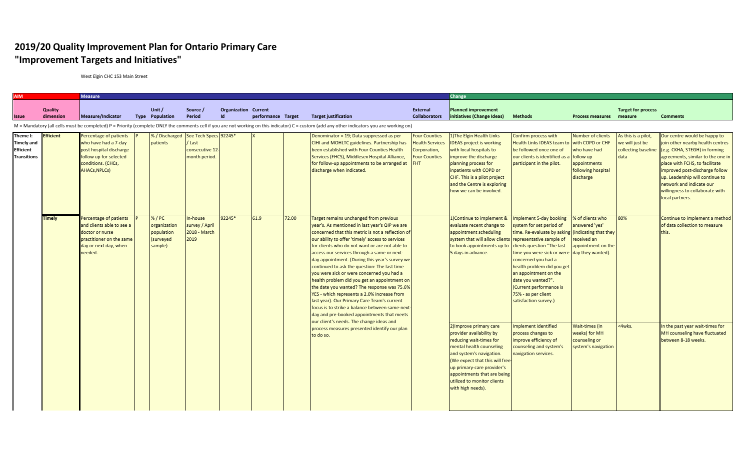# 2019/20 Quality Improvement Plan for Ontario Primary Care
## "Improvement Targets and Initiatives"

West Elgin CHC 153 Main Street

| AIM | | Measure | | | | | | | | | Change | | | | |
|---|---|---|---|---|---|---|---|---|---|---|---|---|---|---|---|
| Issue | Quality dimension | Measure/Indicator | Type | Unit / Population | Source / Period | Organization Id | Current performance | Target | Target justification | External Collaborators | Planned improvement initiatives (Change Ideas) | Methods | Process measures | Target for process measure | Comments |
| Theme I: Timely and Efficient Transitions | Efficient | Percentage of patients who have had a 7-day post hospital discharge follow up for selected conditions. (CHCs, AHACs,NPLCs) | P | % / Discharged patients | See Tech Specs / Last consecutive 12-month period. | 92245* | X | | Denominator = 19; Data suppressed as per CIHI and MOHLTC guidelines. Partnership has been established with Four Counties Health Services (FHCS), Middlesex Hospital Alliance, for follow-up appointments to be arranged at discharge when indicated. | Four Counties Health Services Corporation, Four Counties FHT | 1)The Elgin Health Links IDEAS project is working with local hospitals to improve the discharge planning process for inpatients with COPD or CHF. This is a pilot project and the Centre is exploring how we can be involved. | Confirm process with Health Links IDEAS team to be followed once one of our clients is identified as a participant in the pilot. | Number of clients with COPD or CHF who have had follow up appointments following hospital discharge | As this is a pilot, we will just be collecting baseline data | Our centre would be happy to join other nearby health centres (e.g. CKHA, STEGH) in forming agreements, similar to the one in place with FCHS, to facilitate improved post-discharge follow up. Leadership will continue to network and indicate our willingness to collaborate with local partners. |
| | Timely | Percentage of patients and clients able to see a doctor or nurse practitioner on the same day or next day, when needed. | P | % / PC organization population (surveyed sample) | In-house survey / April 2018 - March 2019 | 92245* | 61.9 | 72.00 | Target remains unchanged from previous year's. As mentioned in last year's QIP we are concerned that this metric is not a reflection of our ability to offer 'timely' access to services for clients who do not want or are not able to access our services through a same or next-day appointment. (During this year's survey we continued to ask the question: The last time you were sick or were concerned you had a health problem did you get an appointment on the date you wanted? The response was 75.6% YES - which represents a 2.0% increase from last year). Our Primary Care Team's current focus is to strike a balance between same-next-day and pre-booked appointments that meets our client's needs. The change ideas and process measures presented identify our plan to do so. | | 1)Continue to implement & evaluate recent change to appointment scheduling system that will allow clients to book appointments up to 5 days in advance. | Implement 5-day booking system for set period of time. Re-evaluate by asking representative sample of clients question "The last time you were sick or were concerned you had a health problem did you get an appointment on the date you wanted?". (Current performance is 75% - as per client satisfaction survey.) | % of clients who answered 'yes' (indicating that they received an appointment on the day they wanted). | 80% | Continue to implement a method of data collection to measure this. |
| | | | | | | | | | | | 2)Improve primary care provider availability by reducing wait-times for mental health counseling and system's navigation. (We expect that this will free-up primary-care provider's appointments that are being utilized to monitor clients with high needs). | Implement identified process changes to improve efficiency of counseling and system's navigation services. | Wait-times (in weeks) for MH counseling or system's navigation | <4wks. | In the past year wait-times for MH counseling have fluctuated between 8-18 weeks. |

M = Mandatory (all cells must be completed) P = Priority (complete ONLY the comments cell if you are not working on this indicator) C = custom (add any other indicators you are working on)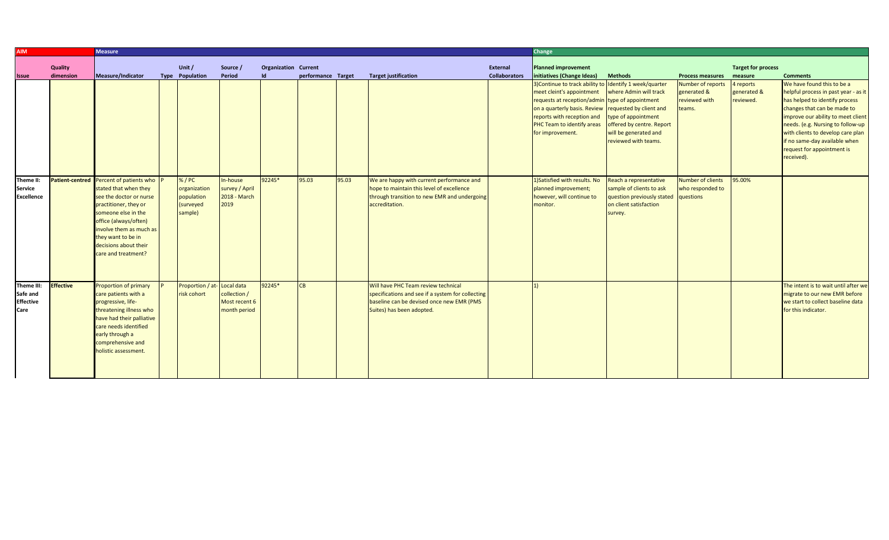| AIM | | Measure | | | | | | | | | Change | | | | |
|---|---|---|---|---|---|---|---|---|---|---|---|---|---|---|---|
| Issue | Quality dimension | Measure/Indicator | Type | Unit / Population | Source / Period | Organization Id | Current performance | Target | Target justification | External Collaborators | Planned improvement initiatives (Change Ideas) | Methods | Process measures | Target for process measure | Comments |
| | | | | | | | | | | | 3)Continue to track ability to meet cleint's appointment requests at reception/admin on a quarterly basis. Review reports with reception and PHC Team to identify areas for improvement. | Identify 1 week/quarter where Admin will track type of appointment requested by client and type of appointment offered by centre. Report will be generated and reviewed with teams. | Number of reports generated & reviewed with teams. | 4 reports generated & reviewed. | We have found this to be a helpful process in past year - as it has helped to identify process changes that can be made to improve our ability to meet client needs. (e.g. Nursing to follow-up with clients to develop care plan if no same-day available when request for appointment is received). |
| Theme II: Service Excellence | Patient-centred | Percent of patients who stated that when they see the doctor or nurse practitioner, they or someone else in the office (always/often) involve them as much as they want to be in decisions about their care and treatment? | P | % / PC organization population (surveyed sample) | In-house survey / April 2018 - March 2019 | 92245* | 95.03 | 95.03 | We are happy with current performance and hope to maintain this level of excellence through transition to new EMR and undergoing accreditation. | | 1)Satisfied with results. No planned improvement; however, will continue to monitor. | Reach a representative sample of clients to ask question previously stated on client satisfaction survey. | Number of clients who responded to questions | 95.00% | |
| Theme III: Safe and Effective Care | Effective | Proportion of primary care patients with a progressive, life-threatening illness who have had their palliative care needs identified early through a comprehensive and holistic assessment. | P | Proportion / at-risk cohort | Local data collection / Most recent 6 month period | 92245* | CB | | Will have PHC Team review technical specifications and see if a system for collecting baseline can be devised once new EMR (PMS Suites) has been adopted. | | 1) | | | | The intent is to wait until after we migrate to our new EMR before we start to collect baseline data for this indicator. |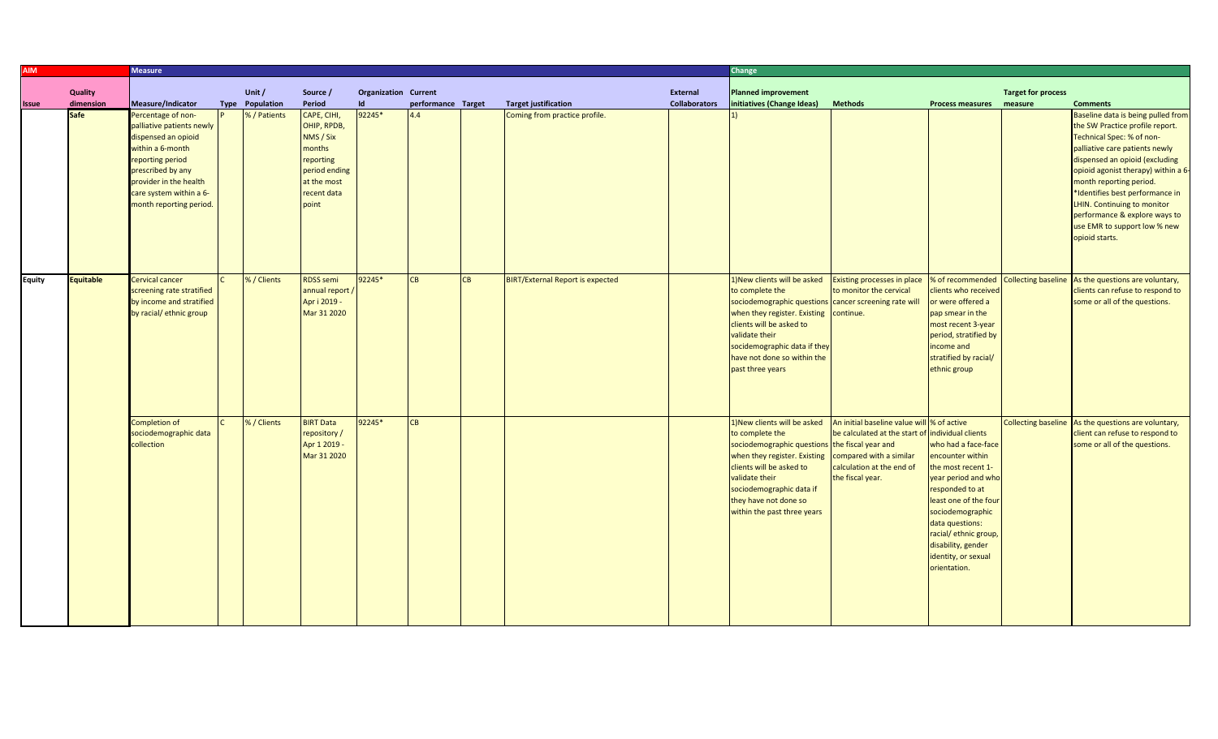| AIM | | Measure | | | | | | | | | Change | | | | |
|---|---|---|---|---|---|---|---|---|---|---|---|---|---|---|---|
| Issue | Quality dimension | Measure/Indicator | Type | Unit / Population | Source / Period | Organization Id | Current performance | Target | Target justification | External Collaborators | Planned improvement initiatives (Change Ideas) | Methods | Process measures | Target for process measure | Comments |
| | Safe | Percentage of non-palliative patients newly dispensed an opioid within a 6-month reporting period prescribed by any provider in the health care system within a 6-month reporting period. | P | % / Patients | CAPE, CIHI, OHIP, RPDB, NMS / Six months reporting period ending at the most recent data point | 92245* | 4.4 | | Coming from practice profile. | | 1) | | | | Baseline data is being pulled from the SW Practice profile report. Technical Spec: % of non-palliative care patients newly dispensed an opioid (excluding opioid agonist therapy) within a 6-month reporting period. *Identifies best performance in LHIN. Continuing to monitor performance & explore ways to use EMR to support low % new opioid starts. |
| Equity | Equitable | Cervical cancer screening rate stratified by income and stratified by racial/ ethnic group | C | % / Clients | RDSS semi annual report / Apr i 2019 - Mar 31 2020 | 92245* | CB | CB | BIRT/External Report is expected | | 1)New clients will be asked to complete the sociodemographic questions when they register. Existing clients will be asked to validate their sociodemographic data if they have not done so within the past three years | Existing processes in place to monitor the cervical cancer screening rate will continue. | % of recommended clients who received or were offered a pap smear in the most recent 3-year period, stratified by income and stratified by racial/ ethnic group | Collecting baseline | As the questions are voluntary, clients can refuse to respond to some or all of the questions. |
| | | Completion of sociodemographic data collection | C | % / Clients | BIRT Data repository / Apr 1 2019 - Mar 31 2020 | 92245* | CB | | | | 1)New clients will be asked to complete the sociodemographic questions when they register. Existing clients will be asked to validate their sociodemographic data if they have not done so within the past three years | An initial baseline value will be calculated at the start of the fiscal year and compared with a similar calculation at the end of the fiscal year. | % of active individual clients who had a face-face encounter within the most recent 1-year period and who responded to at least one of the four sociodemographic data questions: racial/ ethnic group, disability, gender identity, or sexual orientation. | Collecting baseline | As the questions are voluntary, client can refuse to respond to some or all of the questions. |